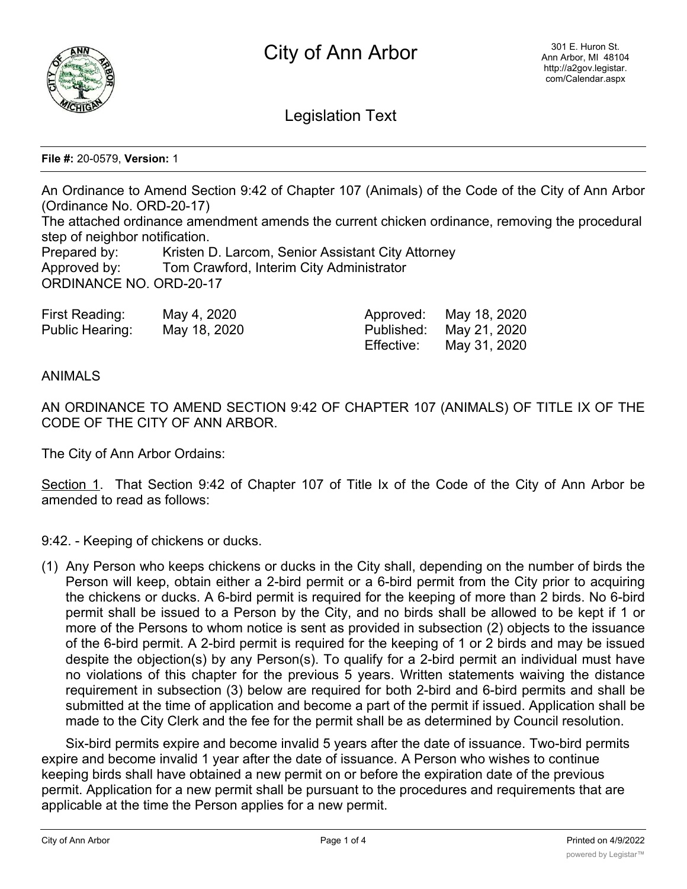# City of Ann Arbor

301 E. Huron St.
Ann Arbor, MI 48104
http://a2gov.legistar.com/Calendar.aspx

## Legislation Text

**File #:** 20-0579, **Version:** 1

An Ordinance to Amend Section 9:42 of Chapter 107 (Animals) of the Code of the City of Ann Arbor (Ordinance No. ORD-20-17)

The attached ordinance amendment amends the current chicken ordinance, removing the procedural step of neighbor notification.

Prepared by: Kristen D. Larcom, Senior Assistant City Attorney
Approved by: Tom Crawford, Interim City Administrator

ORDINANCE NO. ORD-20-17

| | | | |
|---|---|---|---|
| First Reading: | May 4, 2020 | Approved: | May 18, 2020 |
| Public Hearing: | May 18, 2020 | Published: | May 21, 2020 |
| | | Effective: | May 31, 2020 |

ANIMALS

AN ORDINANCE TO AMEND SECTION 9:42 OF CHAPTER 107 (ANIMALS) OF TITLE IX OF THE CODE OF THE CITY OF ANN ARBOR.

The City of Ann Arbor Ordains:

Section 1. That Section 9:42 of Chapter 107 of Title Ix of the Code of the City of Ann Arbor be amended to read as follows:

9:42. - Keeping of chickens or ducks.

(1) Any Person who keeps chickens or ducks in the City shall, depending on the number of birds the Person will keep, obtain either a 2-bird permit or a 6-bird permit from the City prior to acquiring the chickens or ducks. A 6-bird permit is required for the keeping of more than 2 birds. No 6-bird permit shall be issued to a Person by the City, and no birds shall be allowed to be kept if 1 or more of the Persons to whom notice is sent as provided in subsection (2) objects to the issuance of the 6-bird permit. A 2-bird permit is required for the keeping of 1 or 2 birds and may be issued despite the objection(s) by any Person(s). To qualify for a 2-bird permit an individual must have no violations of this chapter for the previous 5 years. Written statements waiving the distance requirement in subsection (3) below are required for both 2-bird and 6-bird permits and shall be submitted at the time of application and become a part of the permit if issued. Application shall be made to the City Clerk and the fee for the permit shall be as determined by Council resolution.

Six-bird permits expire and become invalid 5 years after the date of issuance. Two-bird permits expire and become invalid 1 year after the date of issuance. A Person who wishes to continue keeping birds shall have obtained a new permit on or before the expiration date of the previous permit. Application for a new permit shall be pursuant to the procedures and requirements that are applicable at the time the Person applies for a new permit.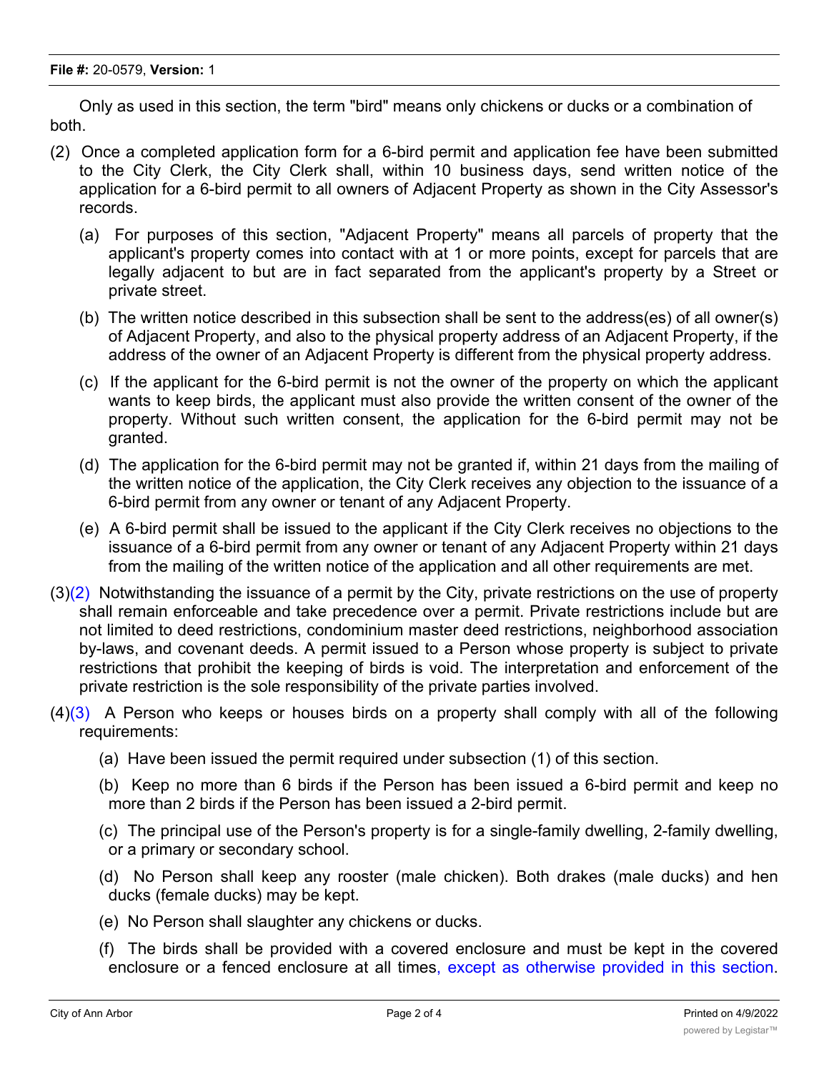Only as used in this section, the term "bird" means only chickens or ducks or a combination of both.

(2) Once a completed application form for a 6-bird permit and application fee have been submitted to the City Clerk, the City Clerk shall, within 10 business days, send written notice of the application for a 6-bird permit to all owners of Adjacent Property as shown in the City Assessor's records.

   (a) For purposes of this section, "Adjacent Property" means all parcels of property that the applicant's property comes into contact with at 1 or more points, except for parcels that are legally adjacent to but are in fact separated from the applicant's property by a Street or private street.

   (b) The written notice described in this subsection shall be sent to the address(es) of all owner(s) of Adjacent Property, and also to the physical property address of an Adjacent Property, if the address of the owner of an Adjacent Property is different from the physical property address.

   (c) If the applicant for the 6-bird permit is not the owner of the property on which the applicant wants to keep birds, the applicant must also provide the written consent of the owner of the property. Without such written consent, the application for the 6-bird permit may not be granted.

   (d) The application for the 6-bird permit may not be granted if, within 21 days from the mailing of the written notice of the application, the City Clerk receives any objection to the issuance of a 6-bird permit from any owner or tenant of any Adjacent Property.

   (e) A 6-bird permit shall be issued to the applicant if the City Clerk receives no objections to the issuance of a 6-bird permit from any owner or tenant of any Adjacent Property within 21 days from the mailing of the written notice of the application and all other requirements are met.

(3)(2) Notwithstanding the issuance of a permit by the City, private restrictions on the use of property shall remain enforceable and take precedence over a permit. Private restrictions include but are not limited to deed restrictions, condominium master deed restrictions, neighborhood association by-laws, and covenant deeds. A permit issued to a Person whose property is subject to private restrictions that prohibit the keeping of birds is void. The interpretation and enforcement of the private restriction is the sole responsibility of the private parties involved.

(4)(3) A Person who keeps or houses birds on a property shall comply with all of the following requirements:

   (a) Have been issued the permit required under subsection (1) of this section.

   (b) Keep no more than 6 birds if the Person has been issued a 6-bird permit and keep no more than 2 birds if the Person has been issued a 2-bird permit.

   (c) The principal use of the Person's property is for a single-family dwelling, 2-family dwelling, or a primary or secondary school.

   (d) No Person shall keep any rooster (male chicken). Both drakes (male ducks) and hen ducks (female ducks) may be kept.

   (e) No Person shall slaughter any chickens or ducks.

   (f) The birds shall be provided with a covered enclosure and must be kept in the covered enclosure or a fenced enclosure at all times, except as otherwise provided in this section.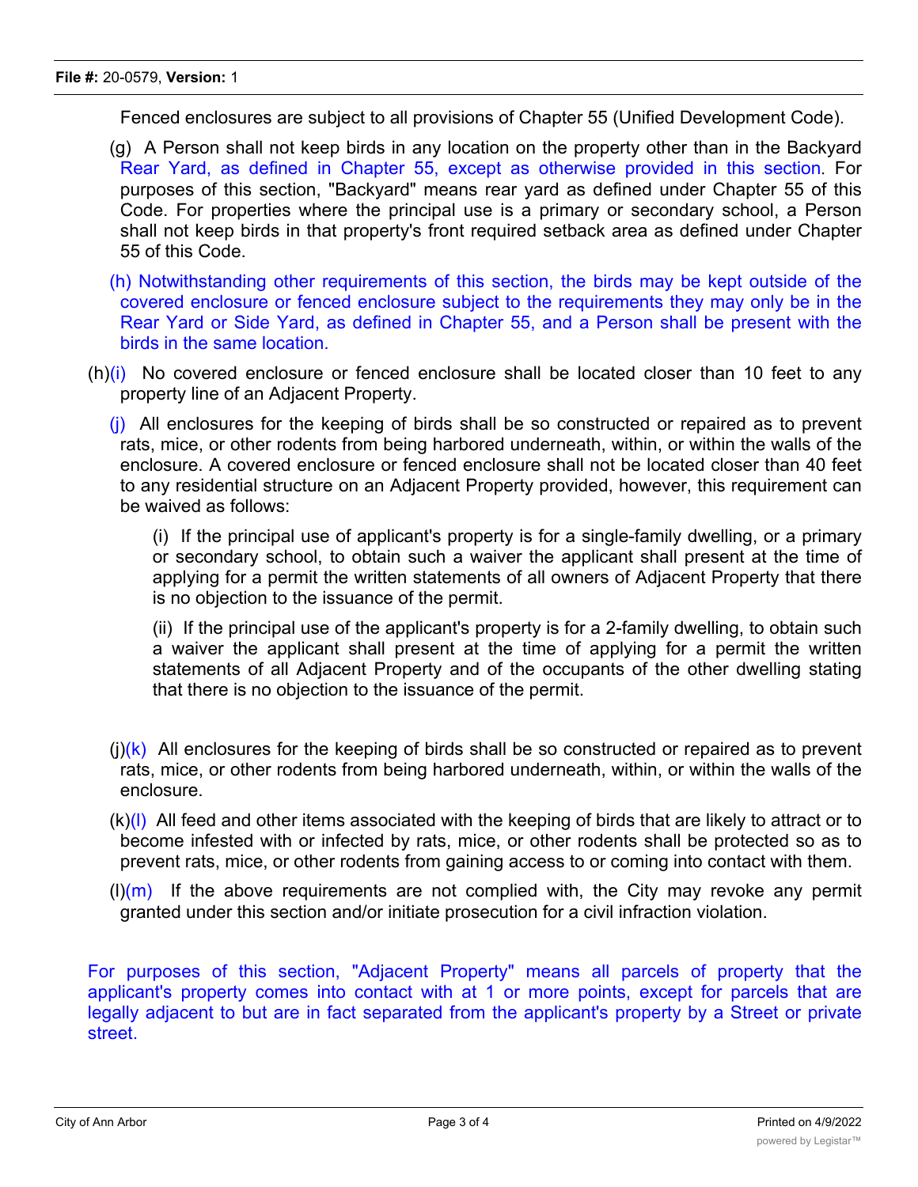Fenced enclosures are subject to all provisions of Chapter 55 (Unified Development Code).

(g) A Person shall not keep birds in any location on the property other than in the Backyard Rear Yard, as defined in Chapter 55, except as otherwise provided in this section. For purposes of this section, "Backyard" means rear yard as defined under Chapter 55 of this Code. For properties where the principal use is a primary or secondary school, a Person shall not keep birds in that property's front required setback area as defined under Chapter 55 of this Code.

(h) Notwithstanding other requirements of this section, the birds may be kept outside of the covered enclosure or fenced enclosure subject to the requirements they may only be in the Rear Yard or Side Yard, as defined in Chapter 55, and a Person shall be present with the birds in the same location.

(h)(i) No covered enclosure or fenced enclosure shall be located closer than 10 feet to any property line of an Adjacent Property.

(j) All enclosures for the keeping of birds shall be so constructed or repaired as to prevent rats, mice, or other rodents from being harbored underneath, within, or within the walls of the enclosure. A covered enclosure or fenced enclosure shall not be located closer than 40 feet to any residential structure on an Adjacent Property provided, however, this requirement can be waived as follows:

(i) If the principal use of applicant's property is for a single-family dwelling, or a primary or secondary school, to obtain such a waiver the applicant shall present at the time of applying for a permit the written statements of all owners of Adjacent Property that there is no objection to the issuance of the permit.

(ii) If the principal use of the applicant's property is for a 2-family dwelling, to obtain such a waiver the applicant shall present at the time of applying for a permit the written statements of all Adjacent Property and of the occupants of the other dwelling stating that there is no objection to the issuance of the permit.

(j)(k) All enclosures for the keeping of birds shall be so constructed or repaired as to prevent rats, mice, or other rodents from being harbored underneath, within, or within the walls of the enclosure.

(k)(l) All feed and other items associated with the keeping of birds that are likely to attract or to become infested with or infected by rats, mice, or other rodents shall be protected so as to prevent rats, mice, or other rodents from gaining access to or coming into contact with them.

(l)(m) If the above requirements are not complied with, the City may revoke any permit granted under this section and/or initiate prosecution for a civil infraction violation.

For purposes of this section, "Adjacent Property" means all parcels of property that the applicant's property comes into contact with at 1 or more points, except for parcels that are legally adjacent to but are in fact separated from the applicant's property by a Street or private street.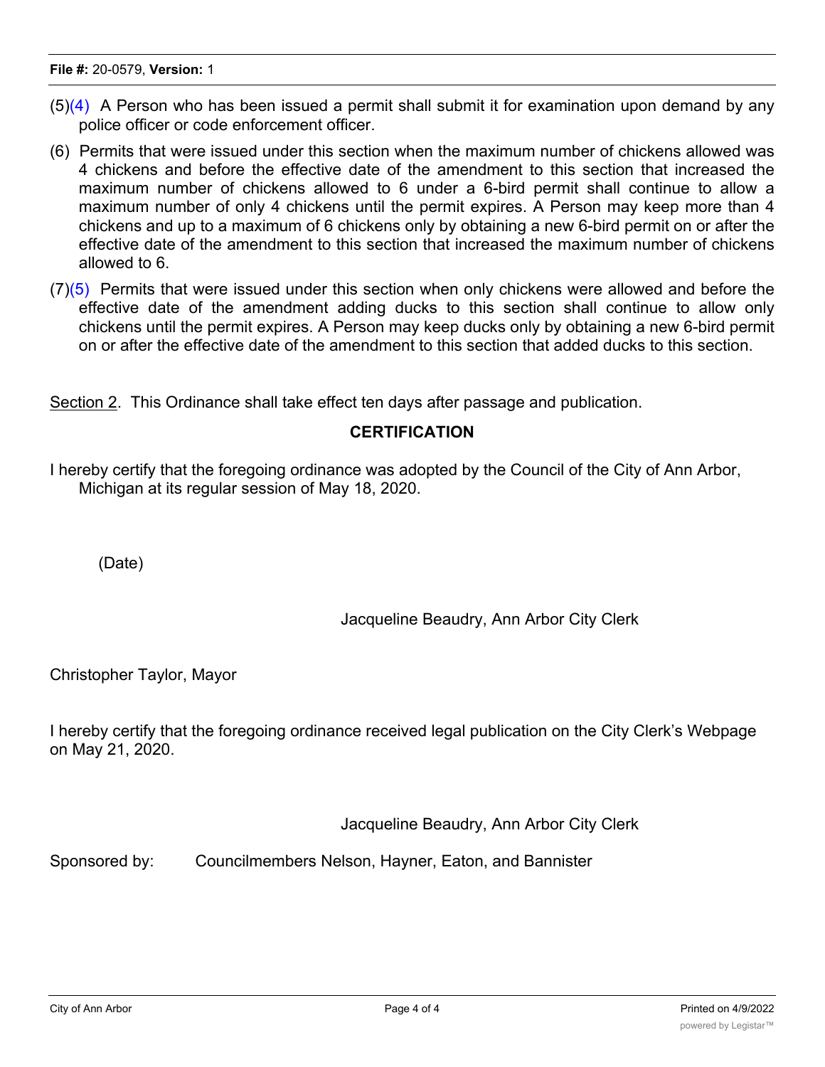(5)(4) A Person who has been issued a permit shall submit it for examination upon demand by any police officer or code enforcement officer.

(6) Permits that were issued under this section when the maximum number of chickens allowed was 4 chickens and before the effective date of the amendment to this section that increased the maximum number of chickens allowed to 6 under a 6-bird permit shall continue to allow a maximum number of only 4 chickens until the permit expires. A Person may keep more than 4 chickens and up to a maximum of 6 chickens only by obtaining a new 6-bird permit on or after the effective date of the amendment to this section that increased the maximum number of chickens allowed to 6.

(7)(5) Permits that were issued under this section when only chickens were allowed and before the effective date of the amendment adding ducks to this section shall continue to allow only chickens until the permit expires. A Person may keep ducks only by obtaining a new 6-bird permit on or after the effective date of the amendment to this section that added ducks to this section.

Section 2. This Ordinance shall take effect ten days after passage and publication.

**CERTIFICATION**

I hereby certify that the foregoing ordinance was adopted by the Council of the City of Ann Arbor, Michigan at its regular session of May 18, 2020.

(Date)

Jacqueline Beaudry, Ann Arbor City Clerk

Christopher Taylor, Mayor

I hereby certify that the foregoing ordinance received legal publication on the City Clerk's Webpage on May 21, 2020.

Jacqueline Beaudry, Ann Arbor City Clerk

Sponsored by: Councilmembers Nelson, Hayner, Eaton, and Bannister